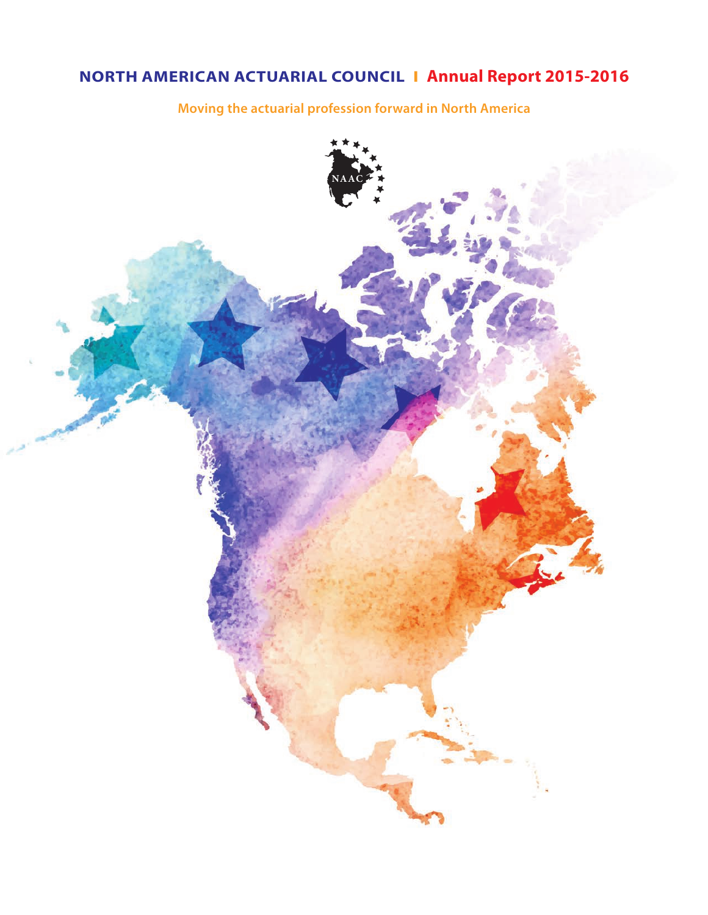# NORTH AMERICAN ACTUARIAL COUNCIL | Annual Report 2015-2016

**Moving the actuarial profession forward in North America**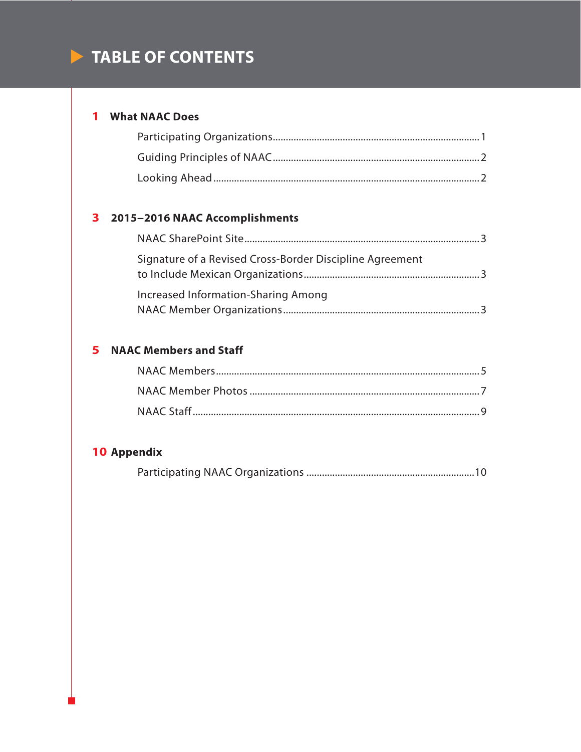# TABLE OF CONTENTS

**1 What NAAC Does**

- Participating Organizations ..... 1
- Guiding Principles of NAAC ..... 2
- Looking Ahead ..... 2

**3 2015–2016 NAAC Accomplishments**

- NAAC SharePoint Site ..... 3
- Signature of a Revised Cross-Border Discipline Agreement to Include Mexican Organizations ..... 3
- Increased Information-Sharing Among NAAC Member Organizations ..... 3

**5 NAAC Members and Staff**

- NAAC Members ..... 5
- NAAC Member Photos ..... 7
- NAAC Staff ..... 9

**10 Appendix**

- Participating NAAC Organizations ..... 10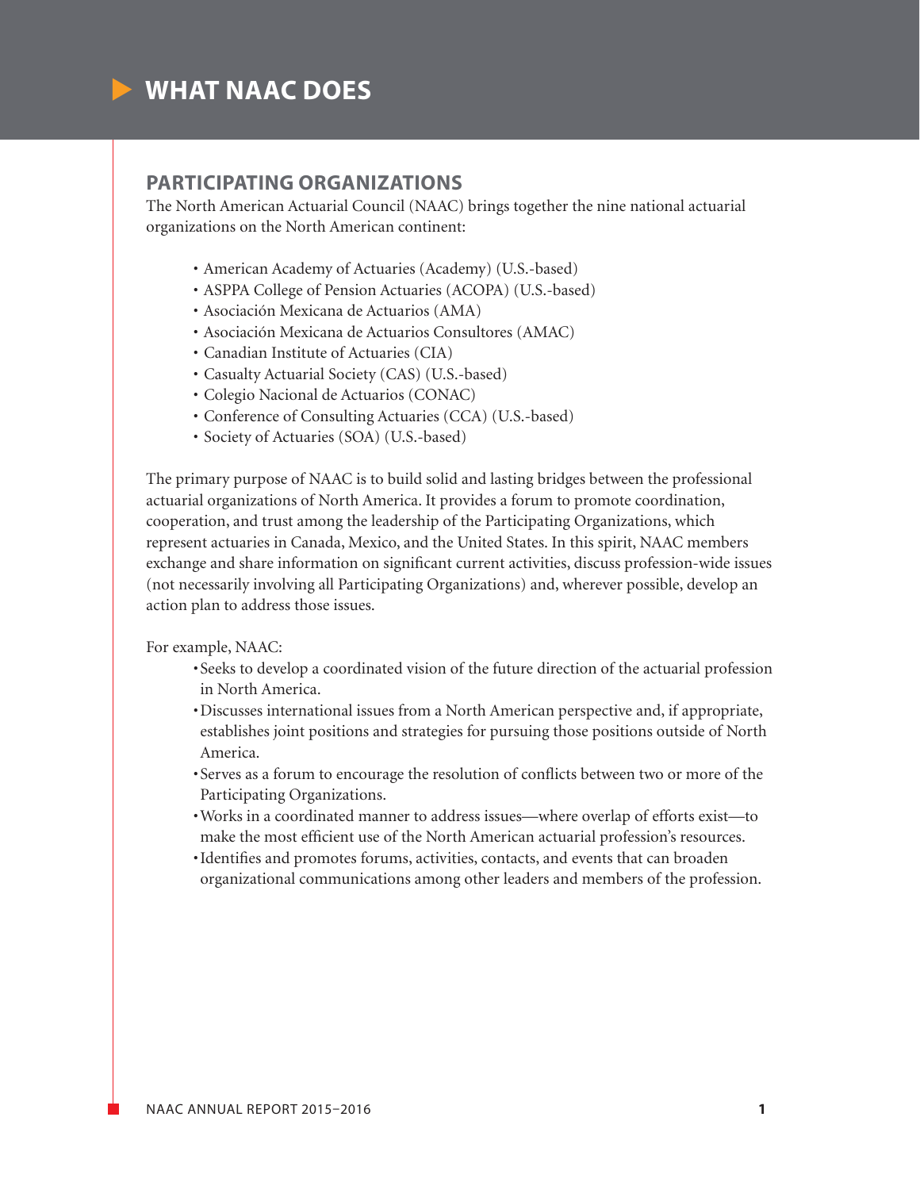# WHAT NAAC DOES

## PARTICIPATING ORGANIZATIONS

The North American Actuarial Council (NAAC) brings together the nine national actuarial organizations on the North American continent:

- American Academy of Actuaries (Academy) (U.S.-based)
- ASPPA College of Pension Actuaries (ACOPA) (U.S.-based)
- Asociación Mexicana de Actuarios (AMA)
- Asociación Mexicana de Actuarios Consultores (AMAC)
- Canadian Institute of Actuaries (CIA)
- Casualty Actuarial Society (CAS) (U.S.-based)
- Colegio Nacional de Actuarios (CONAC)
- Conference of Consulting Actuaries (CCA) (U.S.-based)
- Society of Actuaries (SOA) (U.S.-based)

The primary purpose of NAAC is to build solid and lasting bridges between the professional actuarial organizations of North America. It provides a forum to promote coordination, cooperation, and trust among the leadership of the Participating Organizations, which represent actuaries in Canada, Mexico, and the United States. In this spirit, NAAC members exchange and share information on significant current activities, discuss profession-wide issues (not necessarily involving all Participating Organizations) and, wherever possible, develop an action plan to address those issues.

For example, NAAC:

- Seeks to develop a coordinated vision of the future direction of the actuarial profession in North America.
- Discusses international issues from a North American perspective and, if appropriate, establishes joint positions and strategies for pursuing those positions outside of North America.
- Serves as a forum to encourage the resolution of conflicts between two or more of the Participating Organizations.
- Works in a coordinated manner to address issues—where overlap of efforts exist—to make the most efficient use of the North American actuarial profession's resources.
- Identifies and promotes forums, activities, contacts, and events that can broaden organizational communications among other leaders and members of the profession.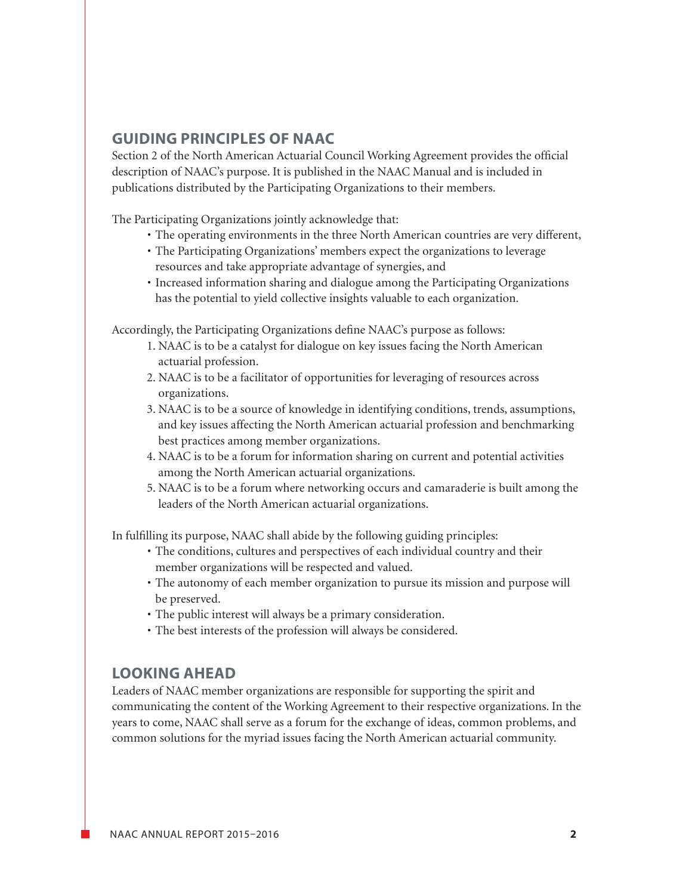## GUIDING PRINCIPLES OF NAAC

Section 2 of the North American Actuarial Council Working Agreement provides the official description of NAAC's purpose. It is published in the NAAC Manual and is included in publications distributed by the Participating Organizations to their members.

The Participating Organizations jointly acknowledge that:

- The operating environments in the three North American countries are very different,
- The Participating Organizations' members expect the organizations to leverage resources and take appropriate advantage of synergies, and
- Increased information sharing and dialogue among the Participating Organizations has the potential to yield collective insights valuable to each organization.

Accordingly, the Participating Organizations define NAAC's purpose as follows:

1. NAAC is to be a catalyst for dialogue on key issues facing the North American actuarial profession.
2. NAAC is to be a facilitator of opportunities for leveraging of resources across organizations.
3. NAAC is to be a source of knowledge in identifying conditions, trends, assumptions, and key issues affecting the North American actuarial profession and benchmarking best practices among member organizations.
4. NAAC is to be a forum for information sharing on current and potential activities among the North American actuarial organizations.
5. NAAC is to be a forum where networking occurs and camaraderie is built among the leaders of the North American actuarial organizations.

In fulfilling its purpose, NAAC shall abide by the following guiding principles:

- The conditions, cultures and perspectives of each individual country and their member organizations will be respected and valued.
- The autonomy of each member organization to pursue its mission and purpose will be preserved.
- The public interest will always be a primary consideration.
- The best interests of the profession will always be considered.

## LOOKING AHEAD

Leaders of NAAC member organizations are responsible for supporting the spirit and communicating the content of the Working Agreement to their respective organizations. In the years to come, NAAC shall serve as a forum for the exchange of ideas, common problems, and common solutions for the myriad issues facing the North American actuarial community.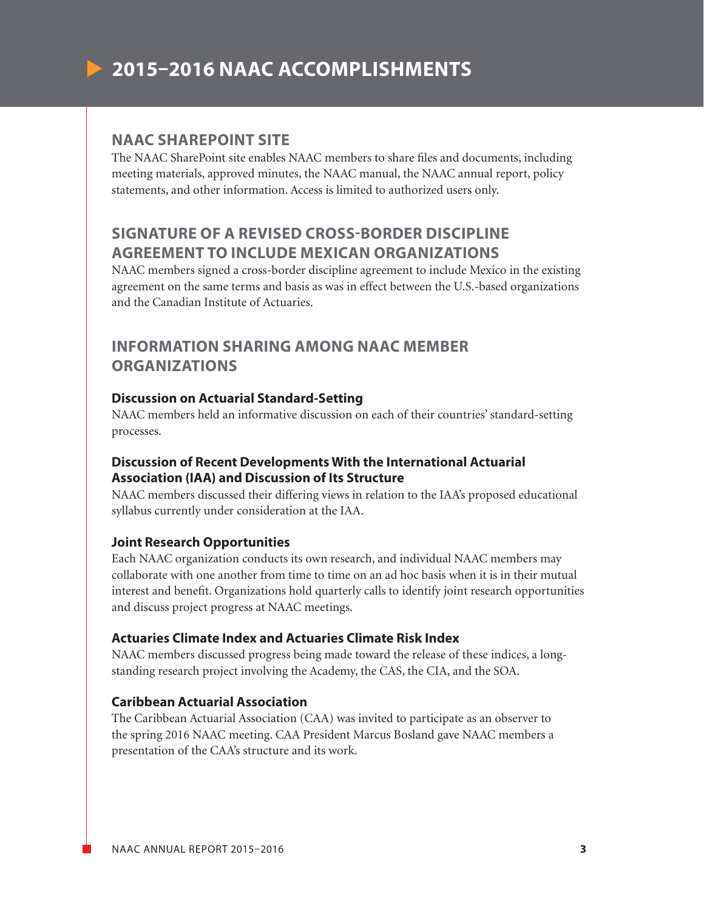# 2015–2016 NAAC ACCOMPLISHMENTS

## NAAC SHAREPOINT SITE

The NAAC SharePoint site enables NAAC members to share files and documents, including meeting materials, approved minutes, the NAAC manual, the NAAC annual report, policy statements, and other information. Access is limited to authorized users only.

## SIGNATURE OF A REVISED CROSS-BORDER DISCIPLINE AGREEMENT TO INCLUDE MEXICAN ORGANIZATIONS

NAAC members signed a cross-border discipline agreement to include Mexico in the existing agreement on the same terms and basis as was in effect between the U.S.-based organizations and the Canadian Institute of Actuaries.

## INFORMATION SHARING AMONG NAAC MEMBER ORGANIZATIONS

### Discussion on Actuarial Standard-Setting

NAAC members held an informative discussion on each of their countries' standard-setting processes.

### Discussion of Recent Developments With the International Actuarial Association (IAA) and Discussion of Its Structure

NAAC members discussed their differing views in relation to the IAA's proposed educational syllabus currently under consideration at the IAA.

### Joint Research Opportunities

Each NAAC organization conducts its own research, and individual NAAC members may collaborate with one another from time to time on an ad hoc basis when it is in their mutual interest and benefit. Organizations hold quarterly calls to identify joint research opportunities and discuss project progress at NAAC meetings.

### Actuaries Climate Index and Actuaries Climate Risk Index

NAAC members discussed progress being made toward the release of these indices, a long-standing research project involving the Academy, the CAS, the CIA, and the SOA.

### Caribbean Actuarial Association

The Caribbean Actuarial Association (CAA) was invited to participate as an observer to the spring 2016 NAAC meeting. CAA President Marcus Bosland gave NAAC members a presentation of the CAA's structure and its work.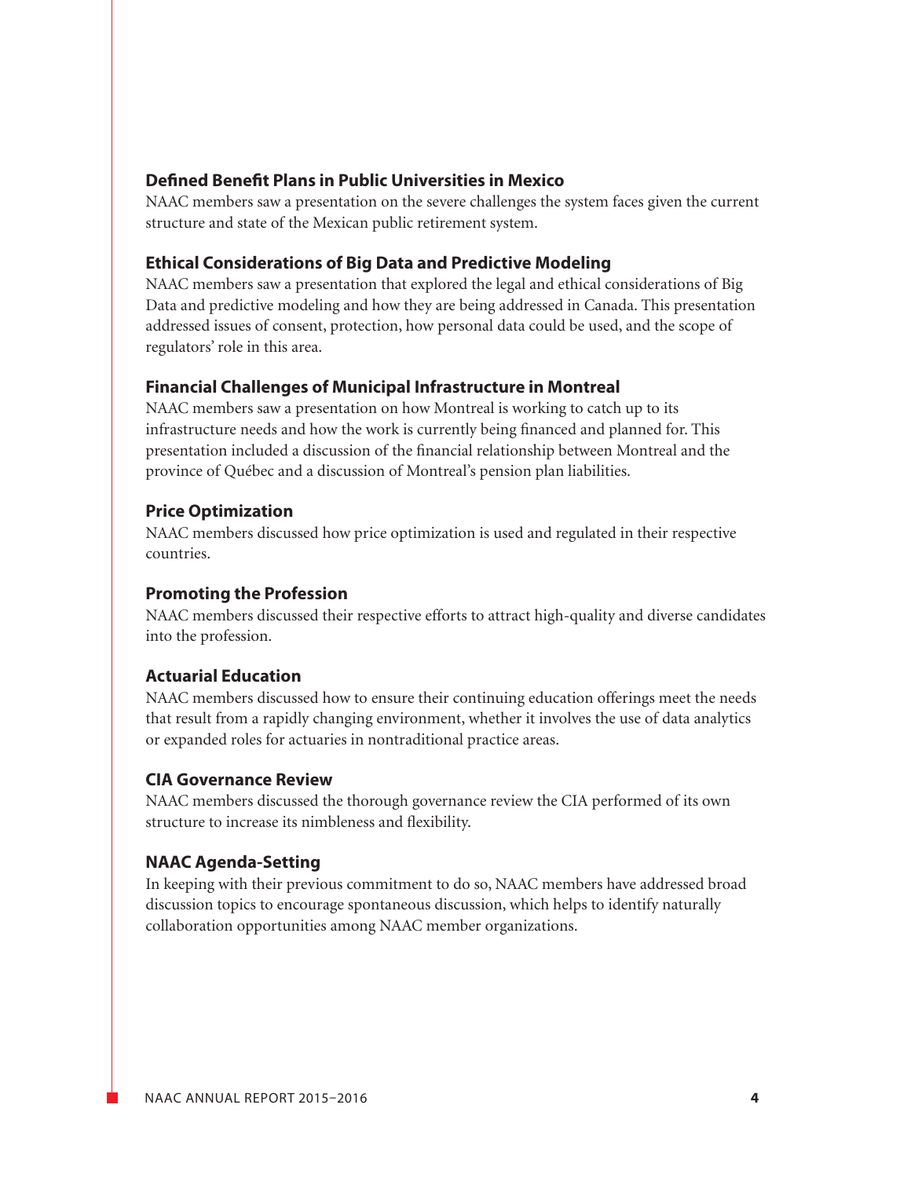### Defined Benefit Plans in Public Universities in Mexico

NAAC members saw a presentation on the severe challenges the system faces given the current structure and state of the Mexican public retirement system.

### Ethical Considerations of Big Data and Predictive Modeling

NAAC members saw a presentation that explored the legal and ethical considerations of Big Data and predictive modeling and how they are being addressed in Canada. This presentation addressed issues of consent, protection, how personal data could be used, and the scope of regulators' role in this area.

### Financial Challenges of Municipal Infrastructure in Montreal

NAAC members saw a presentation on how Montreal is working to catch up to its infrastructure needs and how the work is currently being financed and planned for. This presentation included a discussion of the financial relationship between Montreal and the province of Québec and a discussion of Montreal's pension plan liabilities.

### Price Optimization

NAAC members discussed how price optimization is used and regulated in their respective countries.

### Promoting the Profession

NAAC members discussed their respective efforts to attract high-quality and diverse candidates into the profession.

### Actuarial Education

NAAC members discussed how to ensure their continuing education offerings meet the needs that result from a rapidly changing environment, whether it involves the use of data analytics or expanded roles for actuaries in nontraditional practice areas.

### CIA Governance Review

NAAC members discussed the thorough governance review the CIA performed of its own structure to increase its nimbleness and flexibility.

### NAAC Agenda-Setting

In keeping with their previous commitment to do so, NAAC members have addressed broad discussion topics to encourage spontaneous discussion, which helps to identify naturally collaboration opportunities among NAAC member organizations.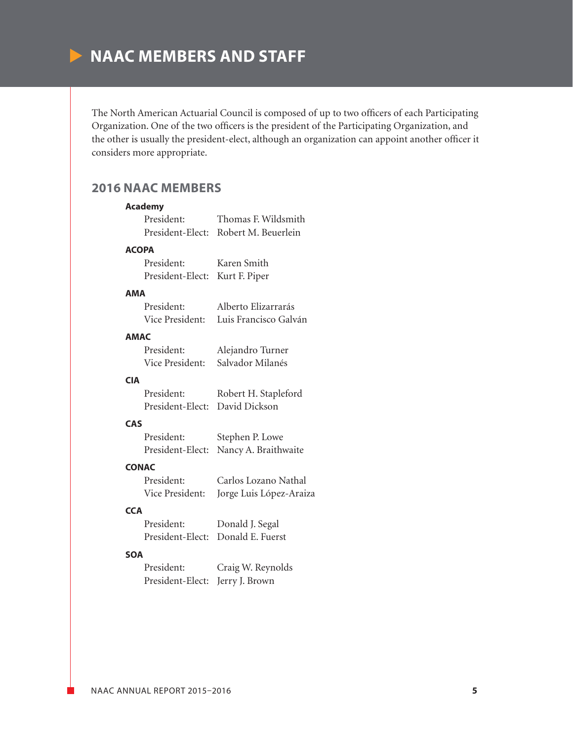# NAAC MEMBERS AND STAFF

The North American Actuarial Council is composed of up to two officers of each Participating Organization. One of the two officers is the president of the Participating Organization, and the other is usually the president-elect, although an organization can appoint another officer it considers more appropriate.

## 2016 NAAC MEMBERS

**Academy**

President: Thomas F. Wildsmith
President-Elect: Robert M. Beuerlein

**ACOPA**

President: Karen Smith
President-Elect: Kurt F. Piper

**AMA**

President: Alberto Elizarrarás
Vice President: Luis Francisco Galván

**AMAC**

President: Alejandro Turner
Vice President: Salvador Milanés

**CIA**

President: Robert H. Stapleford
President-Elect: David Dickson

**CAS**

President: Stephen P. Lowe
President-Elect: Nancy A. Braithwaite

**CONAC**

President: Carlos Lozano Nathal
Vice President: Jorge Luis López-Araiza

**CCA**

President: Donald J. Segal
President-Elect: Donald E. Fuerst

**SOA**

President: Craig W. Reynolds
President-Elect: Jerry J. Brown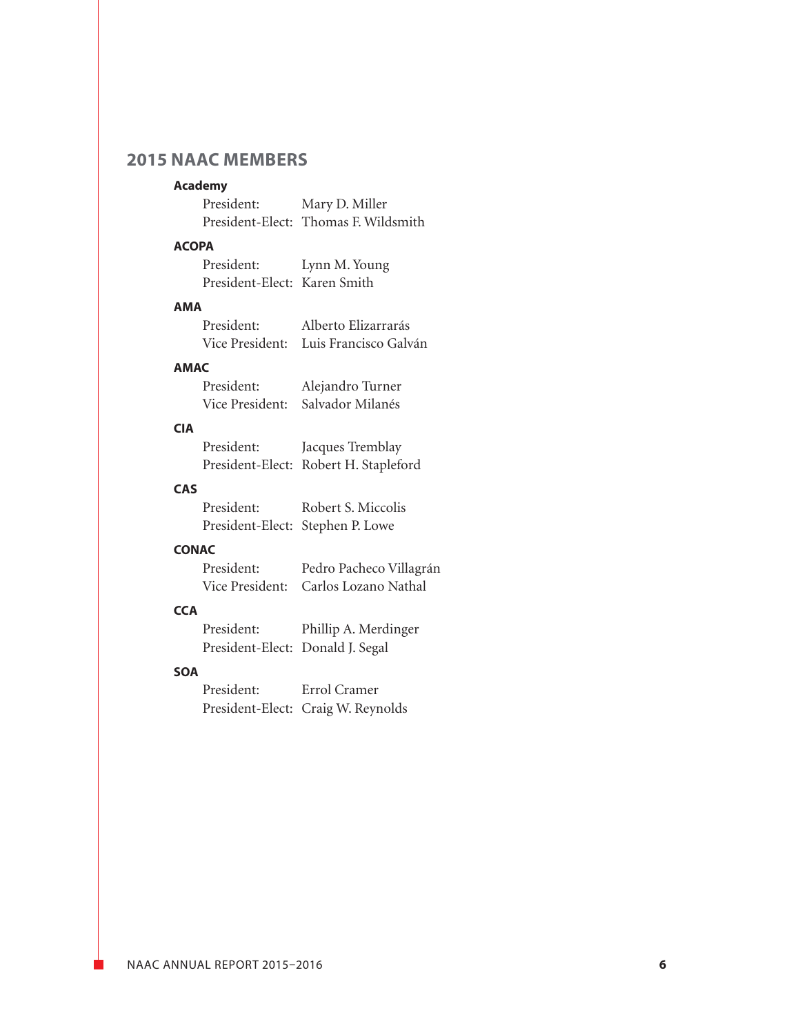## 2015 NAAC MEMBERS

**Academy**

President: Mary D. Miller
President-Elect: Thomas F. Wildsmith

**ACOPA**

President: Lynn M. Young
President-Elect: Karen Smith

**AMA**

President: Alberto Elizarrarás
Vice President: Luis Francisco Galván

**AMAC**

President: Alejandro Turner
Vice President: Salvador Milanés

**CIA**

President: Jacques Tremblay
President-Elect: Robert H. Stapleford

**CAS**

President: Robert S. Miccolis
President-Elect: Stephen P. Lowe

**CONAC**

President: Pedro Pacheco Villagrán
Vice President: Carlos Lozano Nathal

**CCA**

President: Phillip A. Merdinger
President-Elect: Donald J. Segal

**SOA**

President: Errol Cramer
President-Elect: Craig W. Reynolds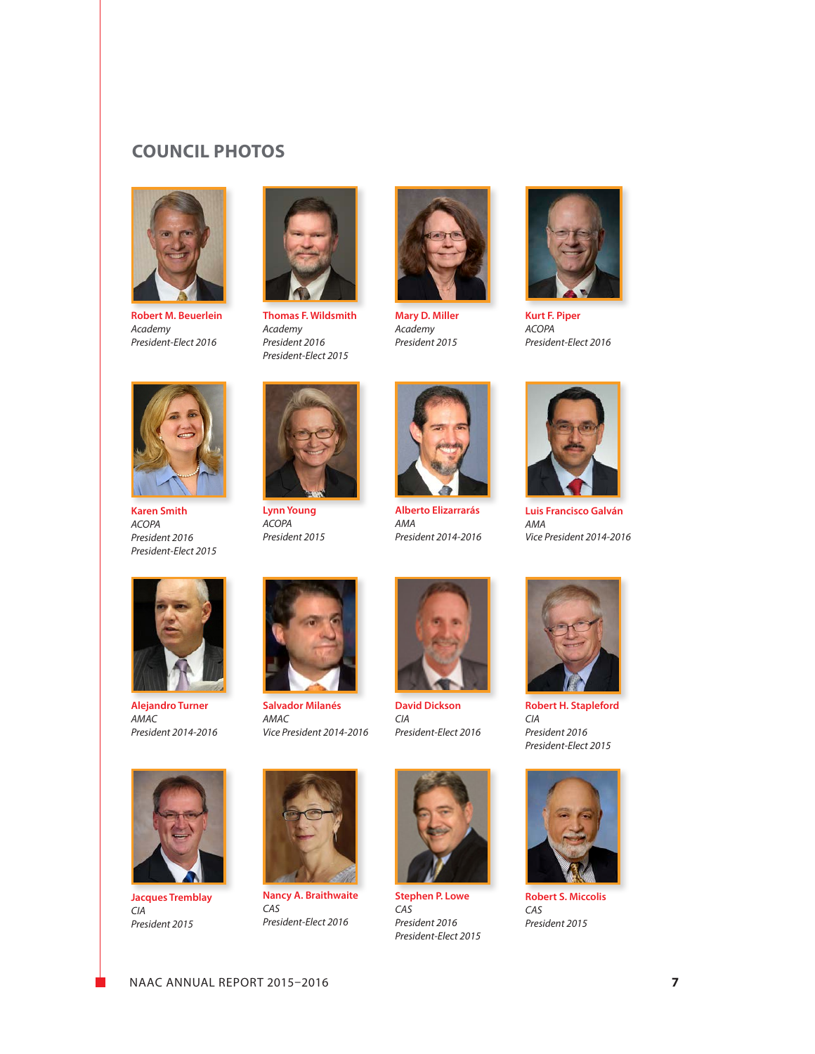## COUNCIL PHOTOS

**Robert M. Beuerlein**
*Academy*
*President-Elect 2016*

**Thomas F. Wildsmith**
*Academy*
*President 2016*
*President-Elect 2015*

**Mary D. Miller**
*Academy*
*President 2015*

**Kurt F. Piper**
*ACOPA*
*President-Elect 2016*

**Karen Smith**
*ACOPA*
*President 2016*
*President-Elect 2015*

**Lynn Young**
*ACOPA*
*President 2015*

**Alberto Elizarrarás**
*AMA*
*President 2014-2016*

**Luis Francisco Galván**
*AMA*
*Vice President 2014-2016*

**Alejandro Turner**
*AMAC*
*President 2014-2016*

**Salvador Milanés**
*AMAC*
*Vice President 2014-2016*

**David Dickson**
*CIA*
*President-Elect 2016*

**Robert H. Stapleford**
*CIA*
*President 2016*
*President-Elect 2015*

**Jacques Tremblay**
*CIA*
*President 2015*

**Nancy A. Braithwaite**
*CAS*
*President-Elect 2016*

**Stephen P. Lowe**
*CAS*
*President 2016*
*President-Elect 2015*

**Robert S. Miccolis**
*CAS*
*President 2015*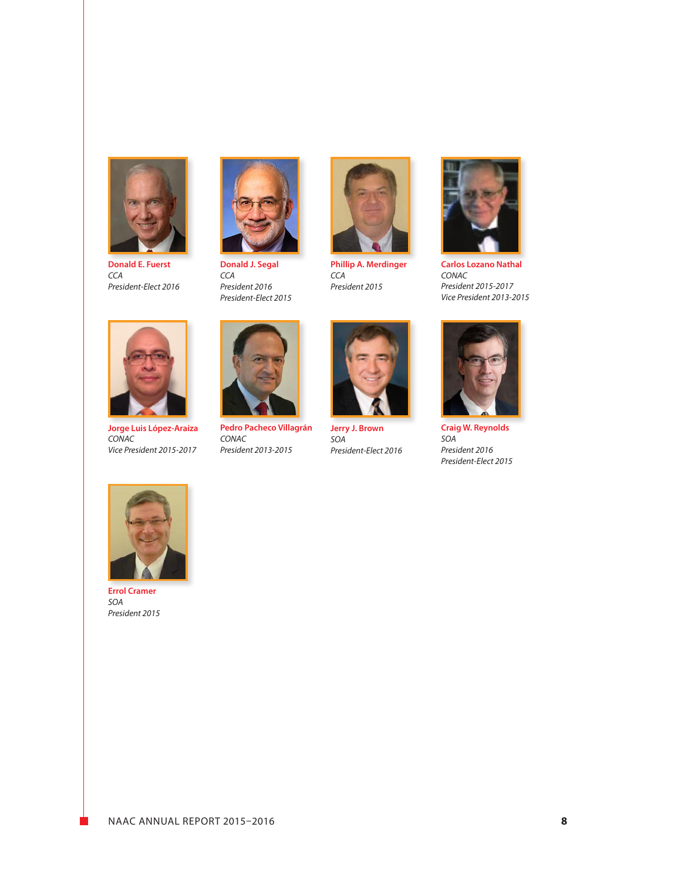**Donald E. Fuerst**
*CCA*
*President-Elect 2016*

**Donald J. Segal**
*CCA*
*President 2016*
*President-Elect 2015*

**Phillip A. Merdinger**
*CCA*
*President 2015*

**Carlos Lozano Nathal**
*CONAC*
*President 2015-2017*
*Vice President 2013-2015*

**Jorge Luis López-Araiza**
*CONAC*
*Vice President 2015-2017*

**Pedro Pacheco Villagrán**
*CONAC*
*President 2013-2015*

**Jerry J. Brown**
*SOA*
*President-Elect 2016*

**Craig W. Reynolds**
*SOA*
*President 2016*
*President-Elect 2015*

**Errol Cramer**
*SOA*
*President 2015*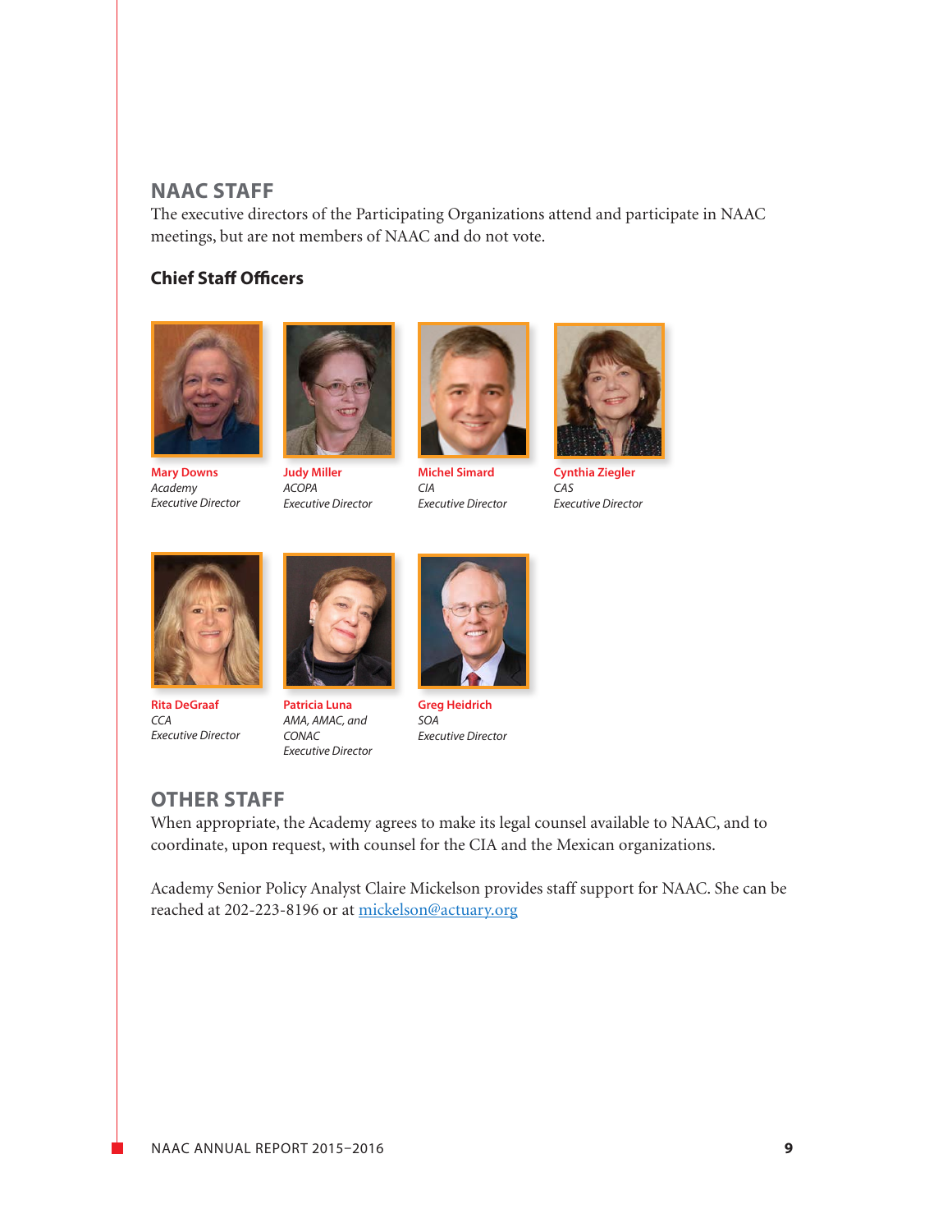## NAAC STAFF

The executive directors of the Participating Organizations attend and participate in NAAC meetings, but are not members of NAAC and do not vote.

### Chief Staff Officers

**Mary Downs**
*Academy*
*Executive Director*

**Judy Miller**
*ACOPA*
*Executive Director*

**Michel Simard**
*CIA*
*Executive Director*

**Cynthia Ziegler**
*CAS*
*Executive Director*

**Rita DeGraaf**
*CCA*
*Executive Director*

**Patricia Luna**
*AMA, AMAC, and CONAC*
*Executive Director*

**Greg Heidrich**
*SOA*
*Executive Director*

## OTHER STAFF

When appropriate, the Academy agrees to make its legal counsel available to NAAC, and to coordinate, upon request, with counsel for the CIA and the Mexican organizations.

Academy Senior Policy Analyst Claire Mickelson provides staff support for NAAC. She can be reached at 202-223-8196 or at [mickelson@actuary.org](mailto:mickelson@actuary.org)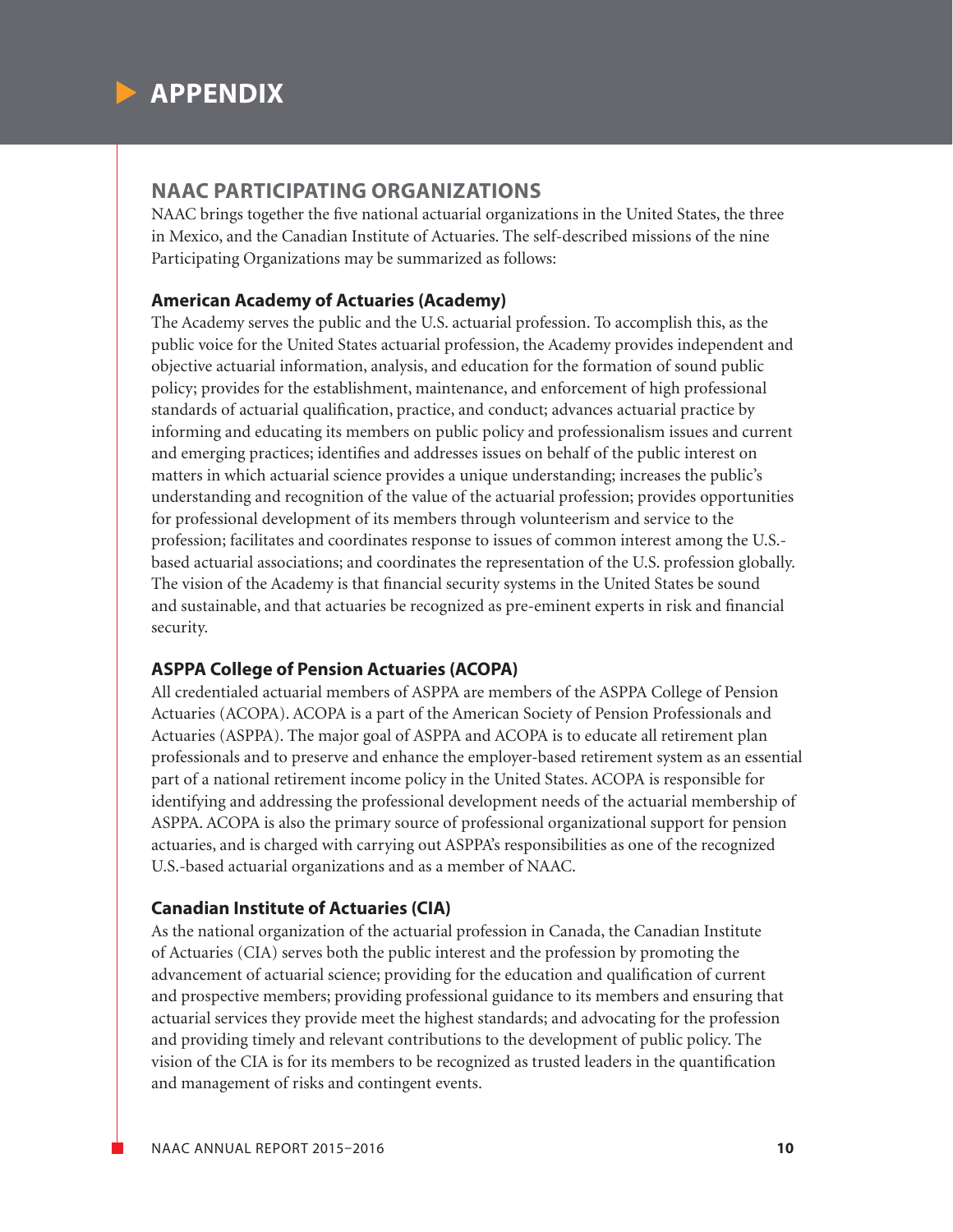# APPENDIX

## NAAC PARTICIPATING ORGANIZATIONS

NAAC brings together the five national actuarial organizations in the United States, the three in Mexico, and the Canadian Institute of Actuaries. The self-described missions of the nine Participating Organizations may be summarized as follows:

### American Academy of Actuaries (Academy)

The Academy serves the public and the U.S. actuarial profession. To accomplish this, as the public voice for the United States actuarial profession, the Academy provides independent and objective actuarial information, analysis, and education for the formation of sound public policy; provides for the establishment, maintenance, and enforcement of high professional standards of actuarial qualification, practice, and conduct; advances actuarial practice by informing and educating its members on public policy and professionalism issues and current and emerging practices; identifies and addresses issues on behalf of the public interest on matters in which actuarial science provides a unique understanding; increases the public's understanding and recognition of the value of the actuarial profession; provides opportunities for professional development of its members through volunteerism and service to the profession; facilitates and coordinates response to issues of common interest among the U.S.-based actuarial associations; and coordinates the representation of the U.S. profession globally. The vision of the Academy is that financial security systems in the United States be sound and sustainable, and that actuaries be recognized as pre-eminent experts in risk and financial security.

### ASPPA College of Pension Actuaries (ACOPA)

All credentialed actuarial members of ASPPA are members of the ASPPA College of Pension Actuaries (ACOPA). ACOPA is a part of the American Society of Pension Professionals and Actuaries (ASPPA). The major goal of ASPPA and ACOPA is to educate all retirement plan professionals and to preserve and enhance the employer-based retirement system as an essential part of a national retirement income policy in the United States. ACOPA is responsible for identifying and addressing the professional development needs of the actuarial membership of ASPPA. ACOPA is also the primary source of professional organizational support for pension actuaries, and is charged with carrying out ASPPA's responsibilities as one of the recognized U.S.-based actuarial organizations and as a member of NAAC.

### Canadian Institute of Actuaries (CIA)

As the national organization of the actuarial profession in Canada, the Canadian Institute of Actuaries (CIA) serves both the public interest and the profession by promoting the advancement of actuarial science; providing for the education and qualification of current and prospective members; providing professional guidance to its members and ensuring that actuarial services they provide meet the highest standards; and advocating for the profession and providing timely and relevant contributions to the development of public policy. The vision of the CIA is for its members to be recognized as trusted leaders in the quantification and management of risks and contingent events.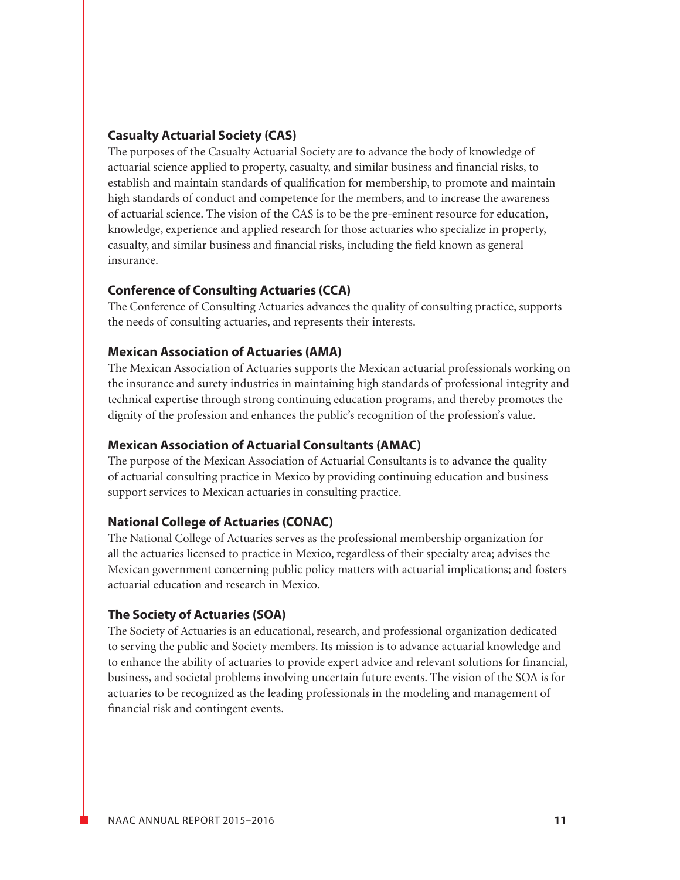### Casualty Actuarial Society (CAS)

The purposes of the Casualty Actuarial Society are to advance the body of knowledge of actuarial science applied to property, casualty, and similar business and financial risks, to establish and maintain standards of qualification for membership, to promote and maintain high standards of conduct and competence for the members, and to increase the awareness of actuarial science. The vision of the CAS is to be the pre-eminent resource for education, knowledge, experience and applied research for those actuaries who specialize in property, casualty, and similar business and financial risks, including the field known as general insurance.

### Conference of Consulting Actuaries (CCA)

The Conference of Consulting Actuaries advances the quality of consulting practice, supports the needs of consulting actuaries, and represents their interests.

### Mexican Association of Actuaries (AMA)

The Mexican Association of Actuaries supports the Mexican actuarial professionals working on the insurance and surety industries in maintaining high standards of professional integrity and technical expertise through strong continuing education programs, and thereby promotes the dignity of the profession and enhances the public's recognition of the profession's value.

### Mexican Association of Actuarial Consultants (AMAC)

The purpose of the Mexican Association of Actuarial Consultants is to advance the quality of actuarial consulting practice in Mexico by providing continuing education and business support services to Mexican actuaries in consulting practice.

### National College of Actuaries (CONAC)

The National College of Actuaries serves as the professional membership organization for all the actuaries licensed to practice in Mexico, regardless of their specialty area; advises the Mexican government concerning public policy matters with actuarial implications; and fosters actuarial education and research in Mexico.

### The Society of Actuaries (SOA)

The Society of Actuaries is an educational, research, and professional organization dedicated to serving the public and Society members. Its mission is to advance actuarial knowledge and to enhance the ability of actuaries to provide expert advice and relevant solutions for financial, business, and societal problems involving uncertain future events. The vision of the SOA is for actuaries to be recognized as the leading professionals in the modeling and management of financial risk and contingent events.